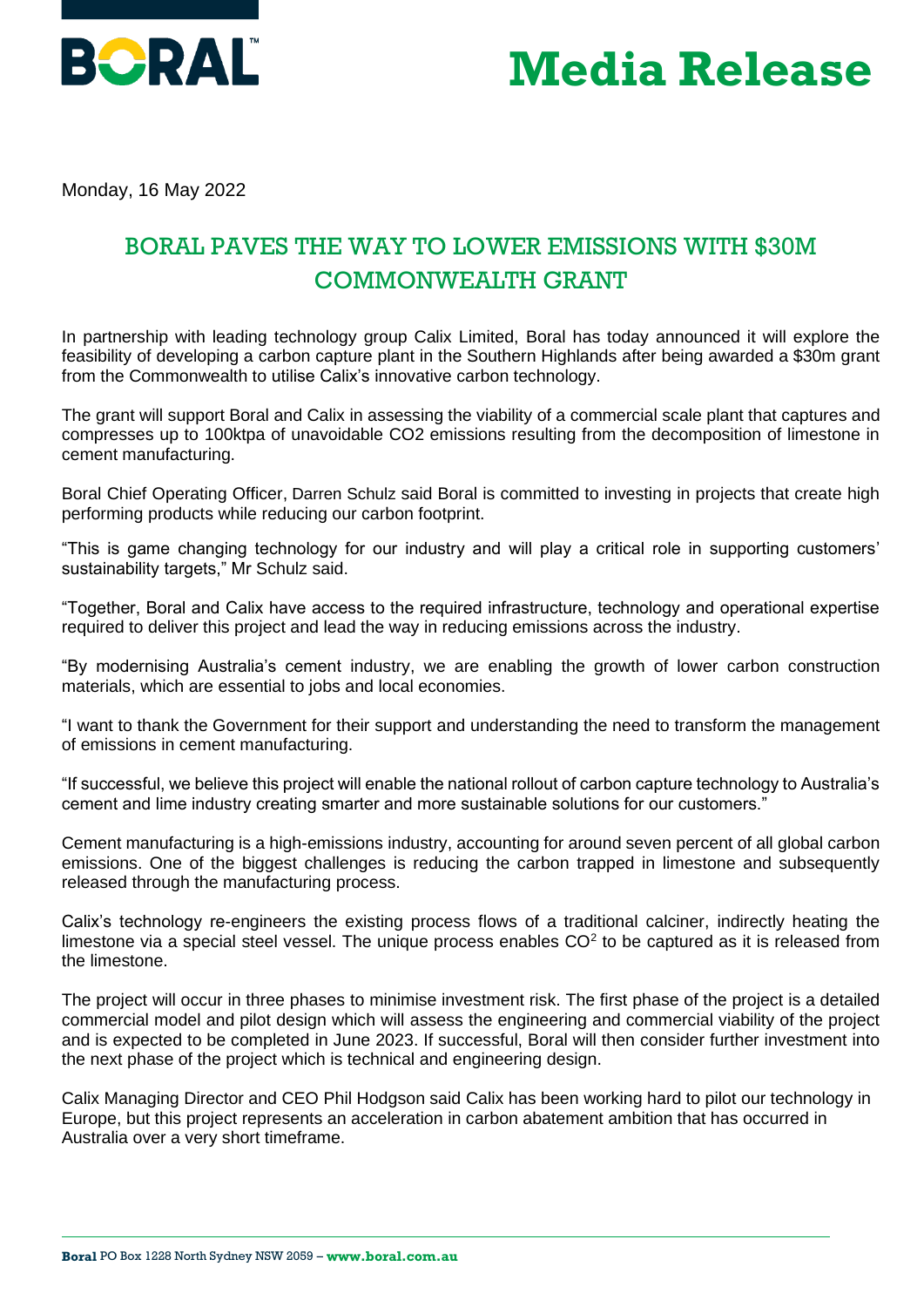# Media Release

Monday, 16 May 2022

## BORAL PAVES THE WAY TO LOWER EMISSIONS WITH $30M COMMONWEALTH GRANT

In partnership with leading technology group Calix Limited, Boral has today announced it will explore the feasibility of developing a carbon capture plant in the Southern Highlands after being awarded a $30m grant from the Commonwealth to utilise Calix's innovative carbon technology.

The grant will support Boral and Calix in assessing the viability of a commercial scale plant that captures and compresses up to 100ktpa of unavoidable CO2 emissions resulting from the decomposition of limestone in cement manufacturing.

Boral Chief Operating Officer, Darren Schulz said Boral is committed to investing in projects that create high performing products while reducing our carbon footprint.

"This is game changing technology for our industry and will play a critical role in supporting customers' sustainability targets," Mr Schulz said.

"Together, Boral and Calix have access to the required infrastructure, technology and operational expertise required to deliver this project and lead the way in reducing emissions across the industry.

"By modernising Australia's cement industry, we are enabling the growth of lower carbon construction materials, which are essential to jobs and local economies.

"I want to thank the Government for their support and understanding the need to transform the management of emissions in cement manufacturing.

"If successful, we believe this project will enable the national rollout of carbon capture technology to Australia's cement and lime industry creating smarter and more sustainable solutions for our customers."

Cement manufacturing is a high-emissions industry, accounting for around seven percent of all global carbon emissions. One of the biggest challenges is reducing the carbon trapped in limestone and subsequently released through the manufacturing process.

Calix's technology re-engineers the existing process flows of a traditional calciner, indirectly heating the limestone via a special steel vessel. The unique process enables $CO^2$ to be captured as it is released from the limestone.

The project will occur in three phases to minimise investment risk. The first phase of the project is a detailed commercial model and pilot design which will assess the engineering and commercial viability of the project and is expected to be completed in June 2023. If successful, Boral will then consider further investment into the next phase of the project which is technical and engineering design.

Calix Managing Director and CEO Phil Hodgson said Calix has been working hard to pilot our technology in Europe, but this project represents an acceleration in carbon abatement ambition that has occurred in Australia over a very short timeframe.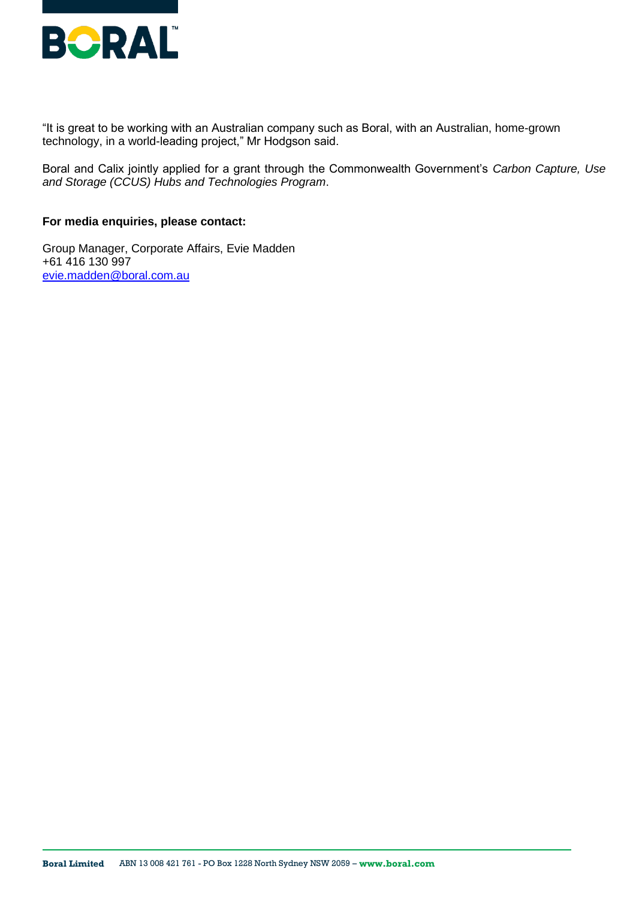"It is great to be working with an Australian company such as Boral, with an Australian, home-grown technology, in a world-leading project," Mr Hodgson said.

Boral and Calix jointly applied for a grant through the Commonwealth Government's *Carbon Capture, Use and Storage (CCUS) Hubs and Technologies Program*.

**For media enquiries, please contact:**

Group Manager, Corporate Affairs, Evie Madden
+61 416 130 997
evie.madden@boral.com.au